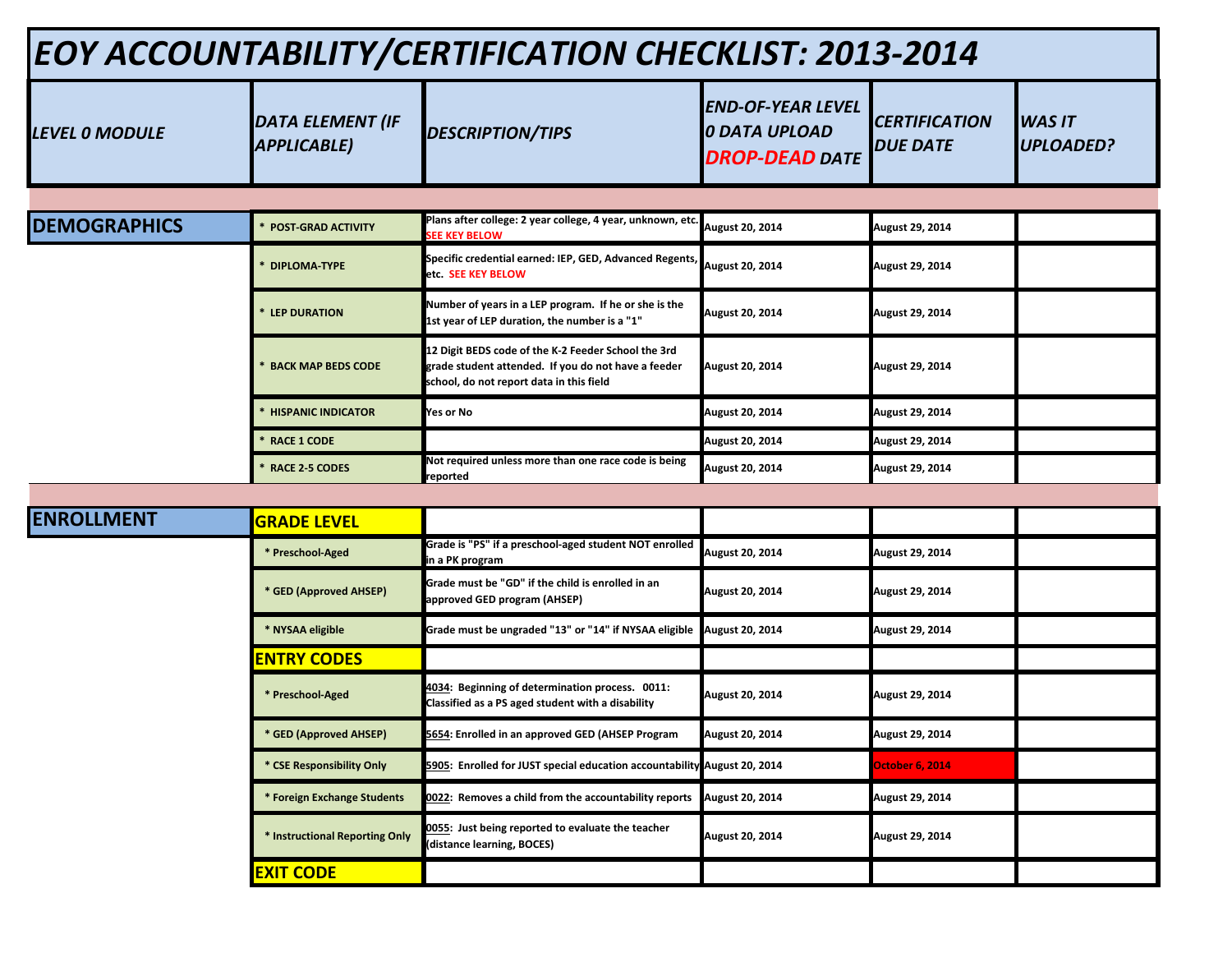# EOY ACCOUNTABILITY/CERTIFICATION CHECKLIST: 2013-2014

| LEVEL 0 MODULE | DATA ELEMENT (IF APPLICABLE) | DESCRIPTION/TIPS | END-OF-YEAR LEVEL 0 DATA UPLOAD DROP-DEAD DATE | CERTIFICATION DUE DATE | WAS IT UPLOADED? |
|---|---|---|---|---|---|
| **DEMOGRAPHICS** | * POST-GRAD ACTIVITY | Plans after college: 2 year college, 4 year, unknown, etc. SEE KEY BELOW | August 20, 2014 | August 29, 2014 | |
| | * DIPLOMA-TYPE | Specific credential earned: IEP, GED, Advanced Regents, etc. SEE KEY BELOW | August 20, 2014 | August 29, 2014 | |
| | * LEP DURATION | Number of years in a LEP program. If he or she is the 1st year of LEP duration, the number is a "1" | August 20, 2014 | August 29, 2014 | |
| | * BACK MAP BEDS CODE | 12 Digit BEDS code of the K-2 Feeder School the 3rd grade student attended. If you do not have a feeder school, do not report data in this field | August 20, 2014 | August 29, 2014 | |
| | * HISPANIC INDICATOR | Yes or No | August 20, 2014 | August 29, 2014 | |
| | * RACE 1 CODE | | August 20, 2014 | August 29, 2014 | |
| | * RACE 2-5 CODES | Not required unless more than one race code is being reported | August 20, 2014 | August 29, 2014 | |
| **ENROLLMENT** | **GRADE LEVEL** | | | | |
| | * Preschool-Aged | Grade is "PS" if a preschool-aged student NOT enrolled in a PK program | August 20, 2014 | August 29, 2014 | |
| | * GED (Approved AHSEP) | Grade must be "GD" if the child is enrolled in an approved GED program (AHSEP) | August 20, 2014 | August 29, 2014 | |
| | * NYSAA eligible | Grade must be ungraded "13" or "14" if NYSAA eligible | August 20, 2014 | August 29, 2014 | |
| | **ENTRY CODES** | | | | |
| | * Preschool-Aged | 4034: Beginning of determination process. 0011: Classified as a PS aged student with a disability | August 20, 2014 | August 29, 2014 | |
| | * GED (Approved AHSEP) | 5654: Enrolled in an approved GED (AHSEP Program | August 20, 2014 | August 29, 2014 | |
| | * CSE Responsibility Only | 5905: Enrolled for JUST special education accountability | August 20, 2014 | October 6, 2014 | |
| | * Foreign Exchange Students | 0022: Removes a child from the accountability reports | August 20, 2014 | August 29, 2014 | |
| | * Instructional Reporting Only | 0055: Just being reported to evaluate the teacher (distance learning, BOCES) | August 20, 2014 | August 29, 2014 | |
| | **EXIT CODE** | | | | |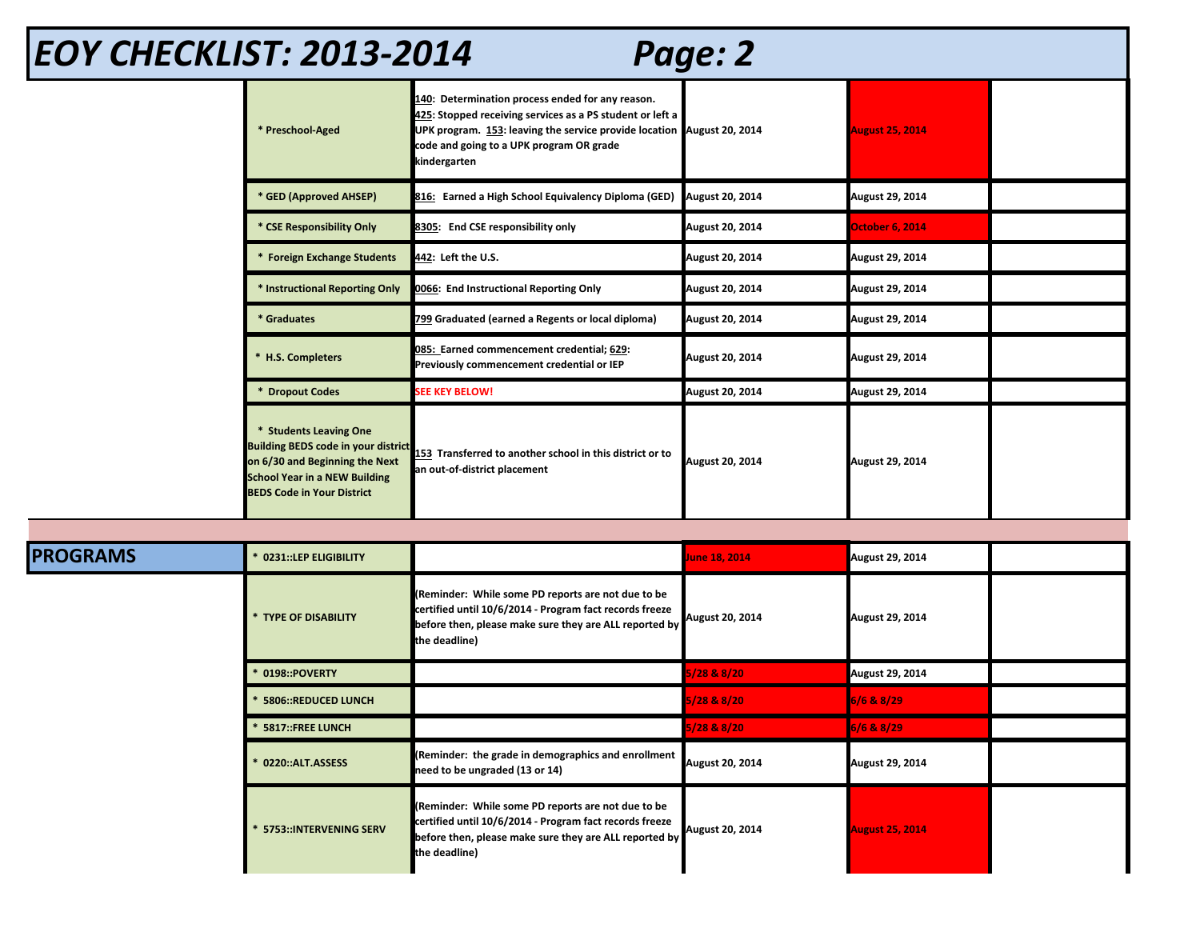# EOY CHECKLIST: 2013-2014 Page: 2

| | | | | | |
|---|---|---|---|---|---|
| | * Preschool-Aged | 140: Determination process ended for any reason. 425: Stopped receiving services as a PS student or left a UPK program. 153: leaving the service provide location code and going to a UPK program OR grade kindergarten | August 20, 2014 | August 25, 2014 | |
| | * GED (Approved AHSEP) | 816: Earned a High School Equivalency Diploma (GED) | August 20, 2014 | August 29, 2014 | |
| | * CSE Responsibility Only | 8305: End CSE responsibility only | August 20, 2014 | October 6, 2014 | |
| | * Foreign Exchange Students | 442: Left the U.S. | August 20, 2014 | August 29, 2014 | |
| | * Instructional Reporting Only | 0066: End Instructional Reporting Only | August 20, 2014 | August 29, 2014 | |
| | * Graduates | 799 Graduated (earned a Regents or local diploma) | August 20, 2014 | August 29, 2014 | |
| | * H.S. Completers | 085: Earned commencement credential; 629: Previously commencement credential or IEP | August 20, 2014 | August 29, 2014 | |
| | * Dropout Codes | SEE KEY BELOW! | August 20, 2014 | August 29, 2014 | |
| | * Students Leaving One Building BEDS code in your district on 6/30 and Beginning the Next School Year in a NEW Building BEDS Code in Your District | 153 Transferred to another school in this district or to an out-of-district placement | August 20, 2014 | August 29, 2014 | |
| | | | | | |
| **PROGRAMS** | * 0231::LEP ELIGIBILITY | | June 18, 2014 | August 29, 2014 | |
| | * TYPE OF DISABILITY | (Reminder: While some PD reports are not due to be certified until 10/6/2014 - Program fact records freeze before then, please make sure they are ALL reported by the deadline) | August 20, 2014 | August 29, 2014 | |
| | * 0198::POVERTY | | 5/28 & 8/20 | August 29, 2014 | |
| | * 5806::REDUCED LUNCH | | 5/28 & 8/20 | 6/6 & 8/29 | |
| | * 5817::FREE LUNCH | | 5/28 & 8/20 | 6/6 & 8/29 | |
| | * 0220::ALT.ASSESS | (Reminder: the grade in demographics and enrollment need to be ungraded (13 or 14) | August 20, 2014 | August 29, 2014 | |
| | * 5753::INTERVENING SERV | (Reminder: While some PD reports are not due to be certified until 10/6/2014 - Program fact records freeze before then, please make sure they are ALL reported by the deadline) | August 20, 2014 | August 25, 2014 | |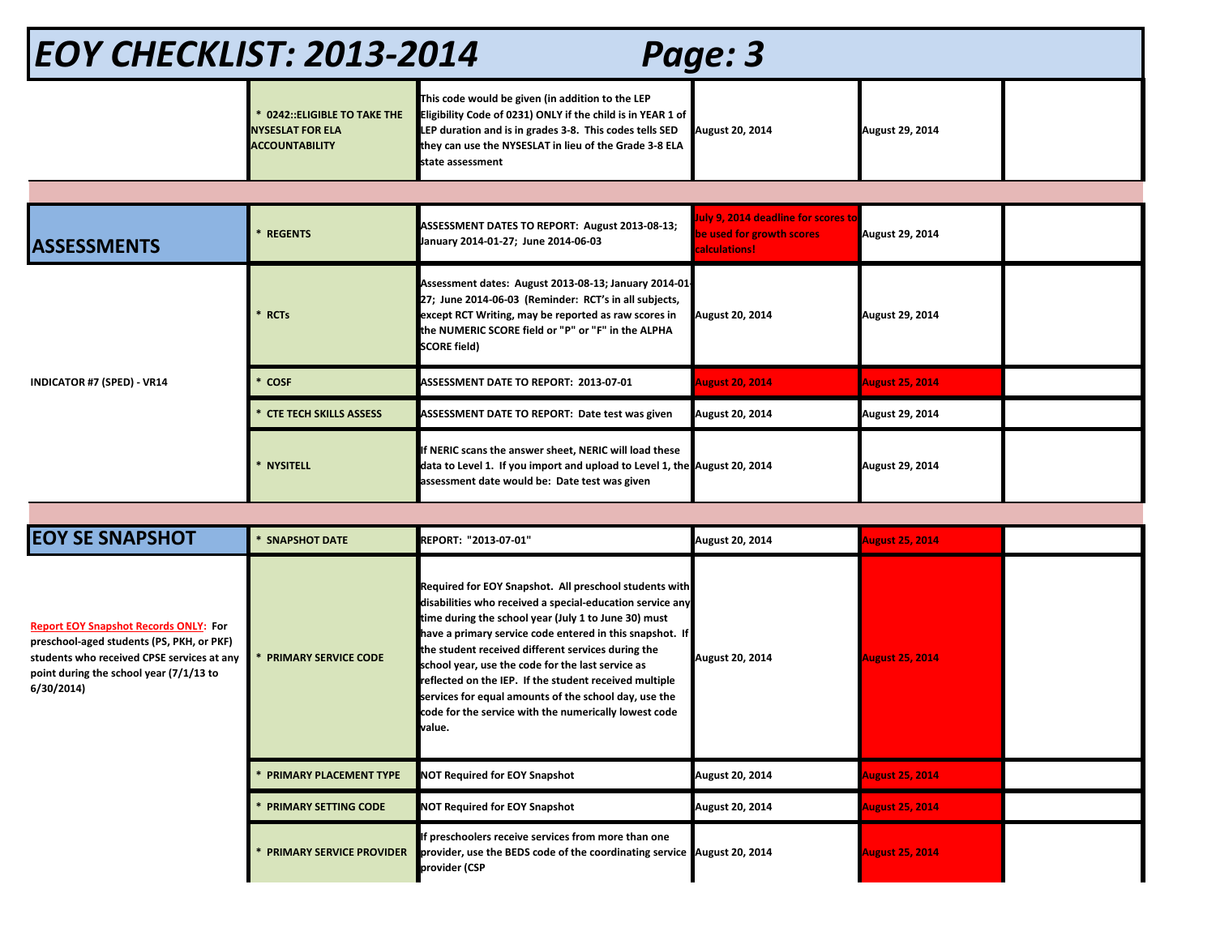# EOY CHECKLIST: 2013-2014 Page: 3

| | | | | | |
|---|---|---|---|---|---|
| | * 0242::ELIGIBLE TO TAKE THE NYSESLAT FOR ELA ACCOUNTABILITY | This code would be given (in addition to the LEP Eligibility Code of 0231) ONLY if the child is in YEAR 1 of LEP duration and is in grades 3-8. This codes tells SED they can use the NYSESLAT in lieu of the Grade 3-8 ELA state assessment | August 20, 2014 | August 29, 2014 | |
| | | | | | |
| **ASSESSMENTS** | * REGENTS | ASSESSMENT DATES TO REPORT: August 2013-08-13; January 2014-01-27; June 2014-06-03 | July 9, 2014 deadline for scores to be used for growth scores calculations! | August 29, 2014 | |
| | * RCTs | Assessment dates: August 2013-08-13; January 2014-01-27; June 2014-06-03 (Reminder: RCT's in all subjects, except RCT Writing, may be reported as raw scores in the NUMERIC SCORE field or "P" or "F" in the ALPHA SCORE field) | August 20, 2014 | August 29, 2014 | |
| INDICATOR #7 (SPED) - VR14 | * COSF | ASSESSMENT DATE TO REPORT: 2013-07-01 | August 20, 2014 | August 25, 2014 | |
| | * CTE TECH SKILLS ASSESS | ASSESSMENT DATE TO REPORT: Date test was given | August 20, 2014 | August 29, 2014 | |
| | * NYSITELL | If NERIC scans the answer sheet, NERIC will load these data to Level 1. If you import and upload to Level 1, the assessment date would be: Date test was given | August 20, 2014 | August 29, 2014 | |
| | | | | | |
| **EOY SE SNAPSHOT** | * SNAPSHOT DATE | REPORT: "2013-07-01" | August 20, 2014 | August 25, 2014 | |
| **Report EOY Snapshot Records ONLY**: For preschool-aged students (PS, PKH, or PKF) students who received CPSE services at any point during the school year (7/1/13 to 6/30/2014) | * PRIMARY SERVICE CODE | Required for EOY Snapshot. All preschool students with disabilities who received a special-education service any time during the school year (July 1 to June 30) must have a primary service code entered in this snapshot. If the student received different services during the school year, use the code for the last service as reflected on the IEP. If the student received multiple services for equal amounts of the school day, use the code for the service with the numerically lowest code value. | August 20, 2014 | August 25, 2014 | |
| | * PRIMARY PLACEMENT TYPE | NOT Required for EOY Snapshot | August 20, 2014 | August 25, 2014 | |
| | * PRIMARY SETTING CODE | NOT Required for EOY Snapshot | August 20, 2014 | August 25, 2014 | |
| | * PRIMARY SERVICE PROVIDER | If preschoolers receive services from more than one provider, use the BEDS code of the coordinating service provider (CSP | August 20, 2014 | August 25, 2014 | |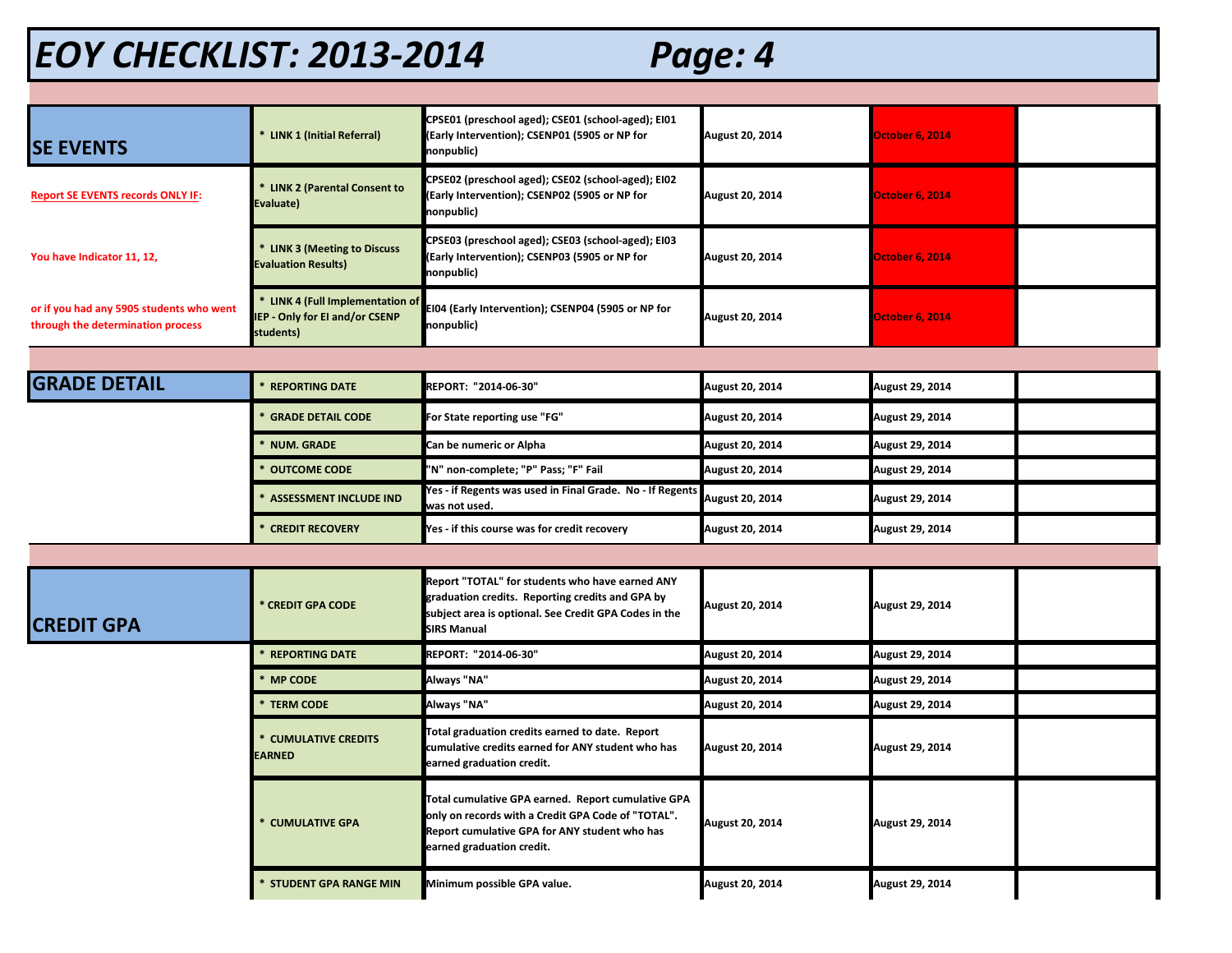# EOY CHECKLIST: 2013-2014 Page: 4

| SE EVENTS | | | | | |
|---|---|---|---|---|---|
| | * LINK 1 (Initial Referral) | CPSE01 (preschool aged); CSE01 (school-aged); EI01 (Early Intervention); CSENP01 (5905 or NP for nonpublic) | August 20, 2014 | October 6, 2014 | |
| Report SE EVENTS records ONLY IF: | * LINK 2 (Parental Consent to Evaluate) | CPSE02 (preschool aged); CSE02 (school-aged); EI02 (Early Intervention); CSENP02 (5905 or NP for nonpublic) | August 20, 2014 | October 6, 2014 | |
| You have Indicator 11, 12, | * LINK 3 (Meeting to Discuss Evaluation Results) | CPSE03 (preschool aged); CSE03 (school-aged); EI03 (Early Intervention); CSENP03 (5905 or NP for nonpublic) | August 20, 2014 | October 6, 2014 | |
| or if you had any 5905 students who went through the determination process | * LINK 4 (Full Implementation of IEP - Only for EI and/or CSENP students) | EI04 (Early Intervention); CSENP04 (5905 or NP for nonpublic) | August 20, 2014 | October 6, 2014 | |

| GRADE DETAIL | | | | | |
|---|---|---|---|---|---|
| | * REPORTING DATE | REPORT: "2014-06-30" | August 20, 2014 | August 29, 2014 | |
| | * GRADE DETAIL CODE | For State reporting use "FG" | August 20, 2014 | August 29, 2014 | |
| | * NUM. GRADE | Can be numeric or Alpha | August 20, 2014 | August 29, 2014 | |
| | * OUTCOME CODE | "N" non-complete; "P" Pass; "F" Fail | August 20, 2014 | August 29, 2014 | |
| | * ASSESSMENT INCLUDE IND | Yes - if Regents was used in Final Grade. No - If Regents was not used. | August 20, 2014 | August 29, 2014 | |
| | * CREDIT RECOVERY | Yes - if this course was for credit recovery | August 20, 2014 | August 29, 2014 | |

| CREDIT GPA | | | | | |
|---|---|---|---|---|---|
| | * CREDIT GPA CODE | Report "TOTAL" for students who have earned ANY graduation credits. Reporting credits and GPA by subject area is optional. See Credit GPA Codes in the SIRS Manual | August 20, 2014 | August 29, 2014 | |
| | * REPORTING DATE | REPORT: "2014-06-30" | August 20, 2014 | August 29, 2014 | |
| | * MP CODE | Always "NA" | August 20, 2014 | August 29, 2014 | |
| | * TERM CODE | Always "NA" | August 20, 2014 | August 29, 2014 | |
| | * CUMULATIVE CREDITS EARNED | Total graduation credits earned to date. Report cumulative credits earned for ANY student who has earned graduation credit. | August 20, 2014 | August 29, 2014 | |
| | * CUMULATIVE GPA | Total cumulative GPA earned. Report cumulative GPA only on records with a Credit GPA Code of "TOTAL". Report cumulative GPA for ANY student who has earned graduation credit. | August 20, 2014 | August 29, 2014 | |
| | * STUDENT GPA RANGE MIN | Minimum possible GPA value. | August 20, 2014 | August 29, 2014 | |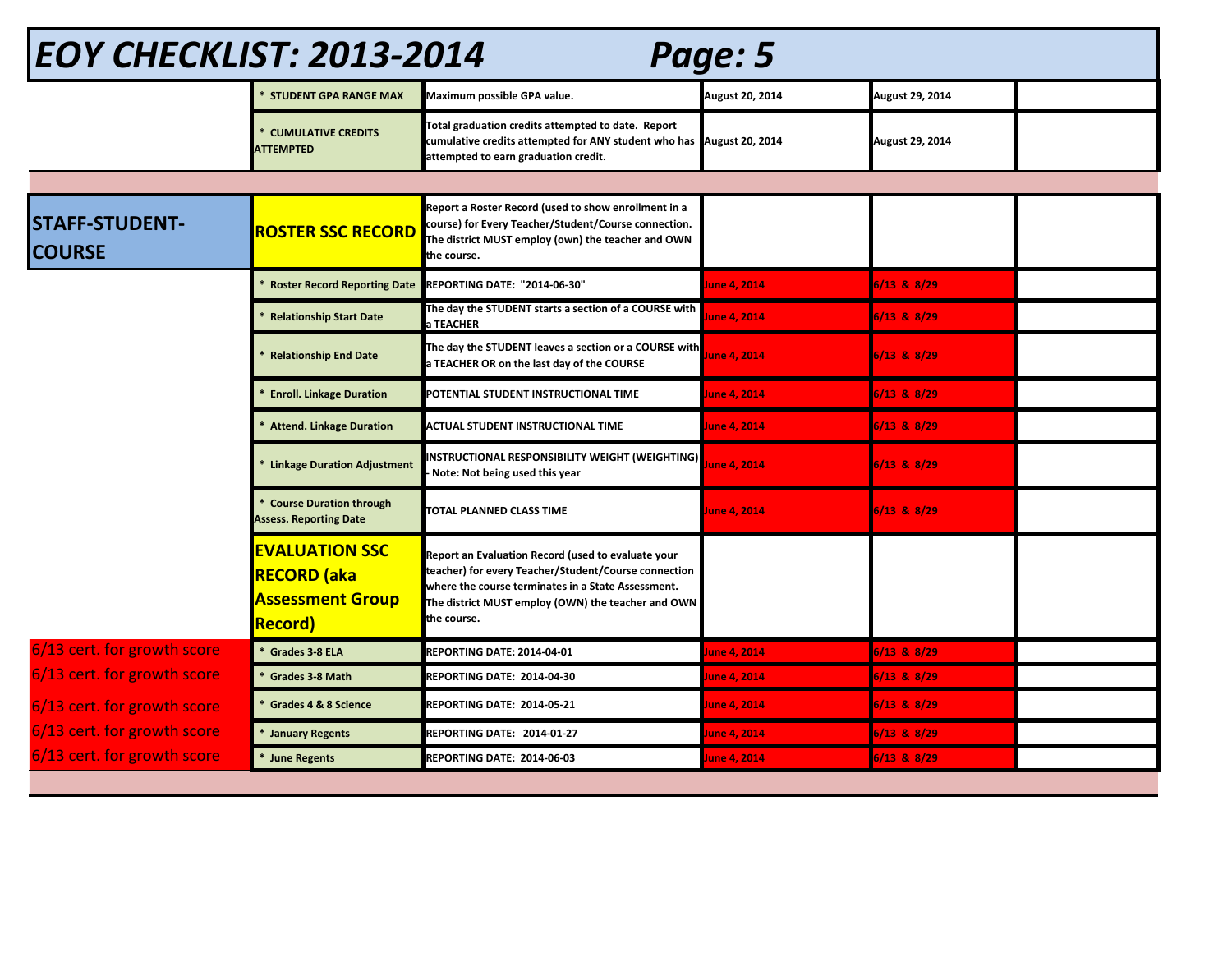# EOY CHECKLIST: 2013-2014 Page: 5

| | | | | | |
|---|---|---|---|---|---|
| | * STUDENT GPA RANGE MAX | Maximum possible GPA value. | August 20, 2014 | August 29, 2014 | |
| | * CUMULATIVE CREDITS ATTEMPTED | Total graduation credits attempted to date. Report cumulative credits attempted for ANY student who has attempted to earn graduation credit. | August 20, 2014 | August 29, 2014 | |
| | | | | | |
| **STAFF-STUDENT-COURSE** | **ROSTER SSC RECORD** | Report a Roster Record (used to show enrollment in a course) for Every Teacher/Student/Course connection. The district MUST employ (own) the teacher and OWN the course. | | | |
| | * Roster Record Reporting Date | REPORTING DATE: "2014-06-30" | June 4, 2014 | 6/13 & 8/29 | |
| | * Relationship Start Date | The day the STUDENT starts a section of a COURSE with a TEACHER | June 4, 2014 | 6/13 & 8/29 | |
| | * Relationship End Date | The day the STUDENT leaves a section or a COURSE with a TEACHER OR on the last day of the COURSE | June 4, 2014 | 6/13 & 8/29 | |
| | * Enroll. Linkage Duration | POTENTIAL STUDENT INSTRUCTIONAL TIME | June 4, 2014 | 6/13 & 8/29 | |
| | * Attend. Linkage Duration | ACTUAL STUDENT INSTRUCTIONAL TIME | June 4, 2014 | 6/13 & 8/29 | |
| | * Linkage Duration Adjustment | INSTRUCTIONAL RESPONSIBILITY WEIGHT (WEIGHTING) - Note: Not being used this year | June 4, 2014 | 6/13 & 8/29 | |
| | * Course Duration through Assess. Reporting Date | TOTAL PLANNED CLASS TIME | June 4, 2014 | 6/13 & 8/29 | |
| | **EVALUATION SSC RECORD (aka Assessment Group Record)** | Report an Evaluation Record (used to evaluate your teacher) for every Teacher/Student/Course connection where the course terminates in a State Assessment. The district MUST employ (OWN) the teacher and OWN the course. | | | |
| 6/13 cert. for growth score | * Grades 3-8 ELA | REPORTING DATE: 2014-04-01 | June 4, 2014 | 6/13 & 8/29 | |
| 6/13 cert. for growth score | * Grades 3-8 Math | REPORTING DATE: 2014-04-30 | June 4, 2014 | 6/13 & 8/29 | |
| 6/13 cert. for growth score | * Grades 4 & 8 Science | REPORTING DATE: 2014-05-21 | June 4, 2014 | 6/13 & 8/29 | |
| 6/13 cert. for growth score | * January Regents | REPORTING DATE: 2014-01-27 | June 4, 2014 | 6/13 & 8/29 | |
| 6/13 cert. for growth score | * June Regents | REPORTING DATE: 2014-06-03 | June 4, 2014 | 6/13 & 8/29 | |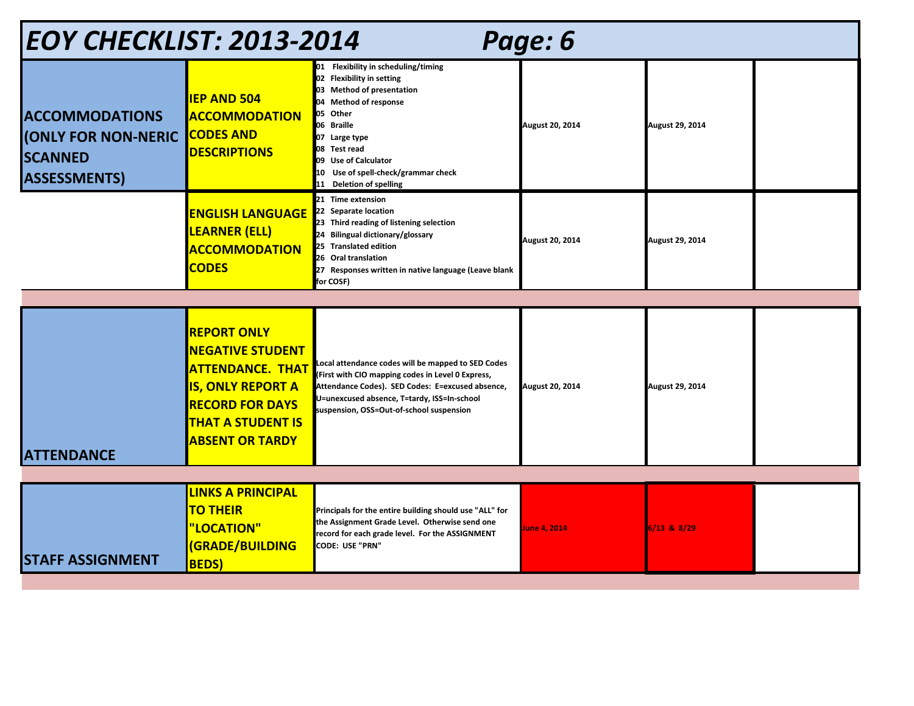# EOY CHECKLIST: 2013-2014 Page: 6

| | | | | | |
|---|---|---|---|---|---|
| **ACCOMMODATIONS (ONLY FOR NON-NERIC SCANNED ASSESSMENTS)** | **IEP AND 504 ACCOMMODATION CODES AND DESCRIPTIONS** | 01 Flexibility in scheduling/timing<br>02 Flexibility in setting<br>03 Method of presentation<br>04 Method of response<br>05 Other<br>06 Braille<br>07 Large type<br>08 Test read<br>09 Use of Calculator<br>10 Use of spell-check/grammar check<br>11 Deletion of spelling | August 20, 2014 | August 29, 2014 | |
| | **ENGLISH LANGUAGE LEARNER (ELL) ACCOMMODATION CODES** | 21 Time extension<br>22 Separate location<br>23 Third reading of listening selection<br>24 Bilingual dictionary/glossary<br>25 Translated edition<br>26 Oral translation<br>27 Responses written in native language (Leave blank for COSF) | August 20, 2014 | August 29, 2014 | |
| **ATTENDANCE** | **REPORT ONLY NEGATIVE STUDENT ATTENDANCE. THAT IS, ONLY REPORT A RECORD FOR DAYS THAT A STUDENT IS ABSENT OR TARDY** | Local attendance codes will be mapped to SED Codes (First with CIO mapping codes in Level 0 Express, Attendance Codes). SED Codes: E=excused absence, U=unexcused absence, T=tardy, ISS=In-school suspension, OSS=Out-of-school suspension | August 20, 2014 | August 29, 2014 | |
| **STAFF ASSIGNMENT** | **LINKS A PRINCIPAL TO THEIR "LOCATION" (GRADE/BUILDING BEDS)** | Principals for the entire building should use "ALL" for the Assignment Grade Level. Otherwise send one record for each grade level. For the ASSIGNMENT CODE: USE "PRN" | June 4, 2014 | 6/13 & 8/29 | |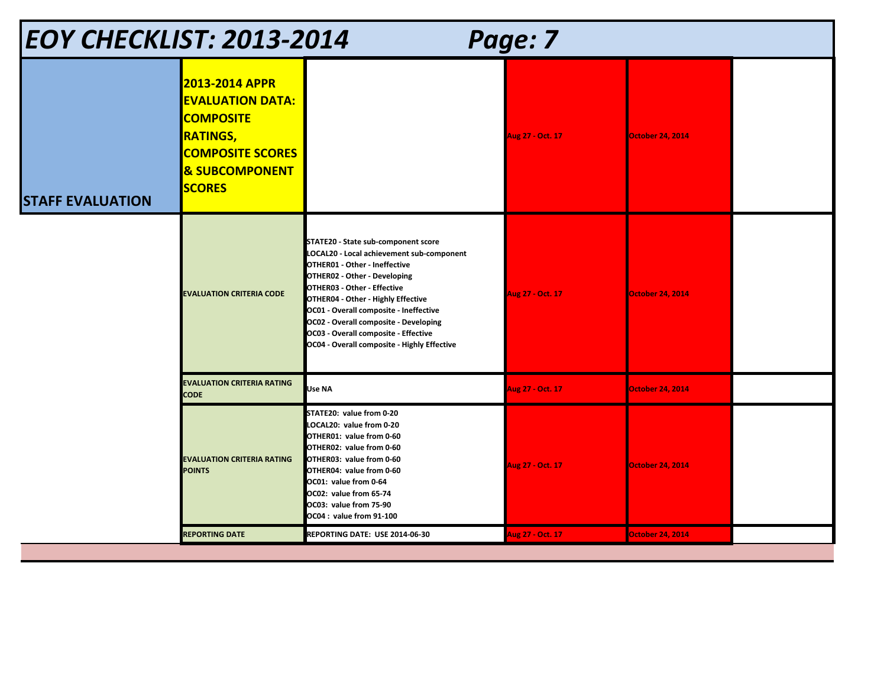# EOY CHECKLIST: 2013-2014 Page: 7

| | | | | | |
|---|---|---|---|---|---|
| **STAFF EVALUATION** | **2013-2014 APPR EVALUATION DATA: COMPOSITE RATINGS, COMPOSITE SCORES & SUBCOMPONENT SCORES** | | Aug 27 - Oct. 17 | October 24, 2014 | |
| | EVALUATION CRITERIA CODE | STATE20 - State sub-component score<br>LOCAL20 - Local achievement sub-component<br>OTHER01 - Other - Ineffective<br>OTHER02 - Other - Developing<br>OTHER03 - Other - Effective<br>OTHER04 - Other - Highly Effective<br>OC01 - Overall composite - Ineffective<br>OC02 - Overall composite - Developing<br>OC03 - Overall composite - Effective<br>OC04 - Overall composite - Highly Effective | Aug 27 - Oct. 17 | October 24, 2014 | |
| | EVALUATION CRITERIA RATING CODE | Use NA | Aug 27 - Oct. 17 | October 24, 2014 | |
| | EVALUATION CRITERIA RATING POINTS | STATE20: value from 0-20<br>LOCAL20: value from 0-20<br>OTHER01: value from 0-60<br>OTHER02: value from 0-60<br>OTHER03: value from 0-60<br>OTHER04: value from 0-60<br>OC01: value from 0-64<br>OC02: value from 65-74<br>OC03: value from 75-90<br>OC04 : value from 91-100 | Aug 27 - Oct. 17 | October 24, 2014 | |
| | REPORTING DATE | REPORTING DATE: USE 2014-06-30 | Aug 27 - Oct. 17 | October 24, 2014 | |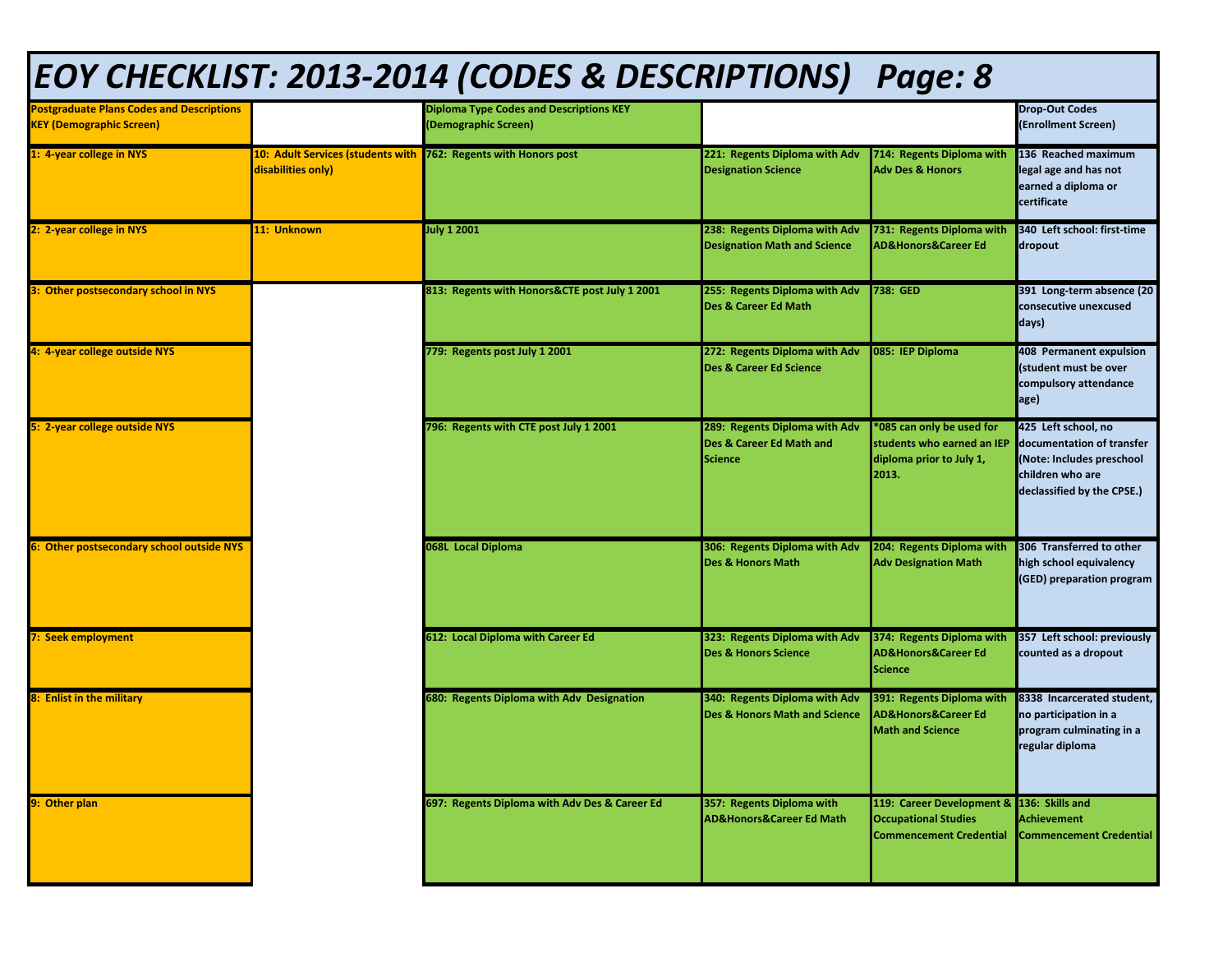# EOY CHECKLIST: 2013-2014 (CODES & DESCRIPTIONS) Page: 8

| Postgraduate Plans Codes and Descriptions KEY (Demographic Screen) | | Diploma Type Codes and Descriptions KEY (Demographic Screen) | | | Drop-Out Codes (Enrollment Screen) |
|---|---|---|---|---|---|
| 1: 4-year college in NYS | 10: Adult Services (students with disabilities only) | 762: Regents with Honors post | 221: Regents Diploma with Adv Designation Science | 714: Regents Diploma with Adv Des & Honors | 136 Reached maximum legal age and has not earned a diploma or certificate |
| 2: 2-year college in NYS | 11: Unknown | July 1 2001 | 238: Regents Diploma with Adv Designation Math and Science | 731: Regents Diploma with AD&Honors&Career Ed | 340 Left school: first-time dropout |
| 3: Other postsecondary school in NYS | | 813: Regents with Honors&CTE post July 1 2001 | 255: Regents Diploma with Adv Des & Career Ed Math | 738: GED | 391 Long-term absence (20 consecutive unexcused days) |
| 4: 4-year college outside NYS | | 779: Regents post July 1 2001 | 272: Regents Diploma with Adv Des & Career Ed Science | 085: IEP Diploma | 408 Permanent expulsion (student must be over compulsory attendance age) |
| 5: 2-year college outside NYS | | 796: Regents with CTE post July 1 2001 | 289: Regents Diploma with Adv Des & Career Ed Math and Science | *085 can only be used for students who earned an IEP diploma prior to July 1, 2013. | 425 Left school, no documentation of transfer (Note: Includes preschool children who are declassified by the CPSE.) |
| 6: Other postsecondary school outside NYS | | 068L Local Diploma | 306: Regents Diploma with Adv Des & Honors Math | 204: Regents Diploma with Adv Designation Math | 306 Transferred to other high school equivalency (GED) preparation program |
| 7: Seek employment | | 612: Local Diploma with Career Ed | 323: Regents Diploma with Adv Des & Honors Science | 374: Regents Diploma with AD&Honors&Career Ed Science | 357 Left school: previously counted as a dropout |
| 8: Enlist in the military | | 680: Regents Diploma with Adv Designation | 340: Regents Diploma with Adv Des & Honors Math and Science | 391: Regents Diploma with AD&Honors&Career Ed Math and Science | 8338 Incarcerated student, no participation in a program culminating in a regular diploma |
| 9: Other plan | | 697: Regents Diploma with Adv Des & Career Ed | 357: Regents Diploma with AD&Honors&Career Ed Math | 119: Career Development & Occupational Studies Commencement Credential | 136: Skills and Achievement Commencement Credential |